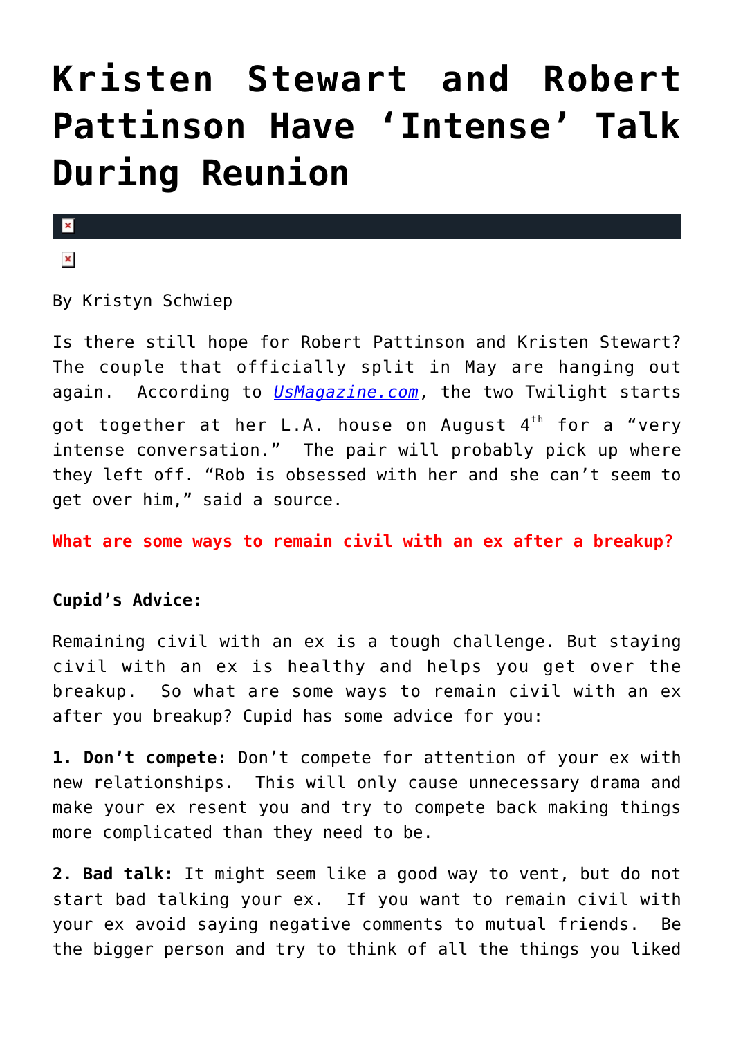# Kristen Stewart and Robert Pattinson Have 'Intense' Talk During Reunion

By Kristyn Schwiep

Is there still hope for Robert Pattinson and Kristen Stewart? The couple that officially split in May are hanging out again. According to *UsMagazine.com*, the two Twilight starts got together at her L.A. house on August 4th for a "very intense conversation." The pair will probably pick up where they left off. "Rob is obsessed with her and she can't seem to get over him," said a source.

**What are some ways to remain civil with an ex after a breakup?**

**Cupid's Advice:**

Remaining civil with an ex is a tough challenge. But staying civil with an ex is healthy and helps you get over the breakup. So what are some ways to remain civil with an ex after you breakup? Cupid has some advice for you:

**1. Don't compete:** Don't compete for attention of your ex with new relationships. This will only cause unnecessary drama and make your ex resent you and try to compete back making things more complicated than they need to be.

**2. Bad talk:** It might seem like a good way to vent, but do not start bad talking your ex. If you want to remain civil with your ex avoid saying negative comments to mutual friends. Be the bigger person and try to think of all the things you liked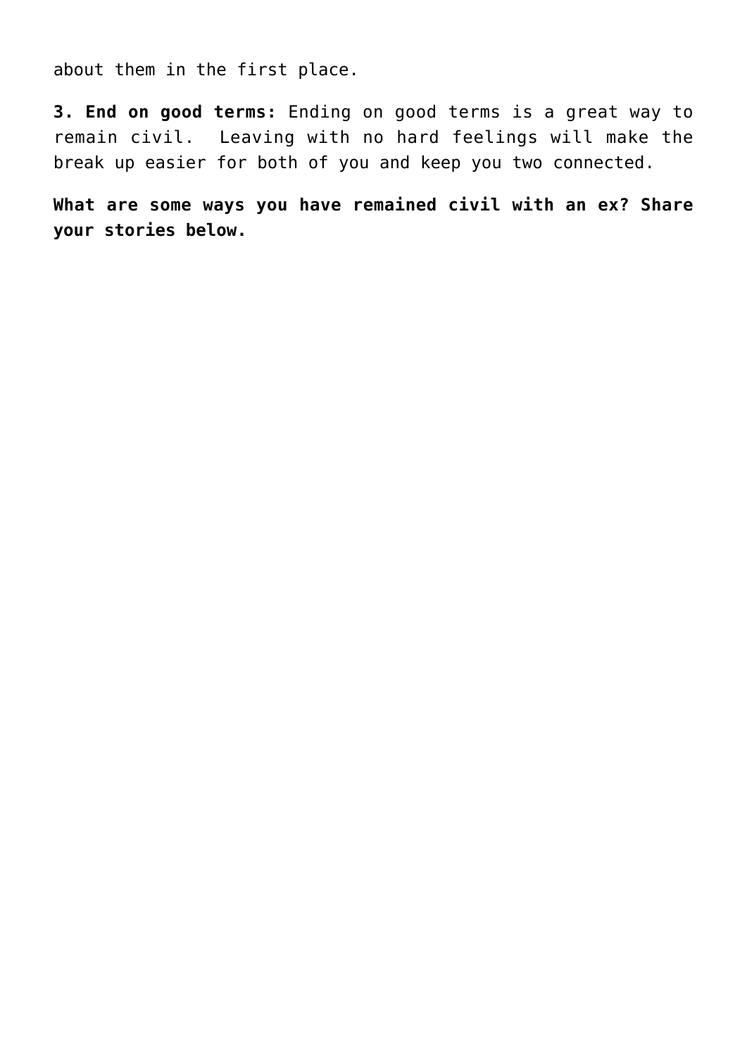about them in the first place.

**3. End on good terms:** Ending on good terms is a great way to remain civil. Leaving with no hard feelings will make the break up easier for both of you and keep you two connected.

**What are some ways you have remained civil with an ex? Share your stories below.**